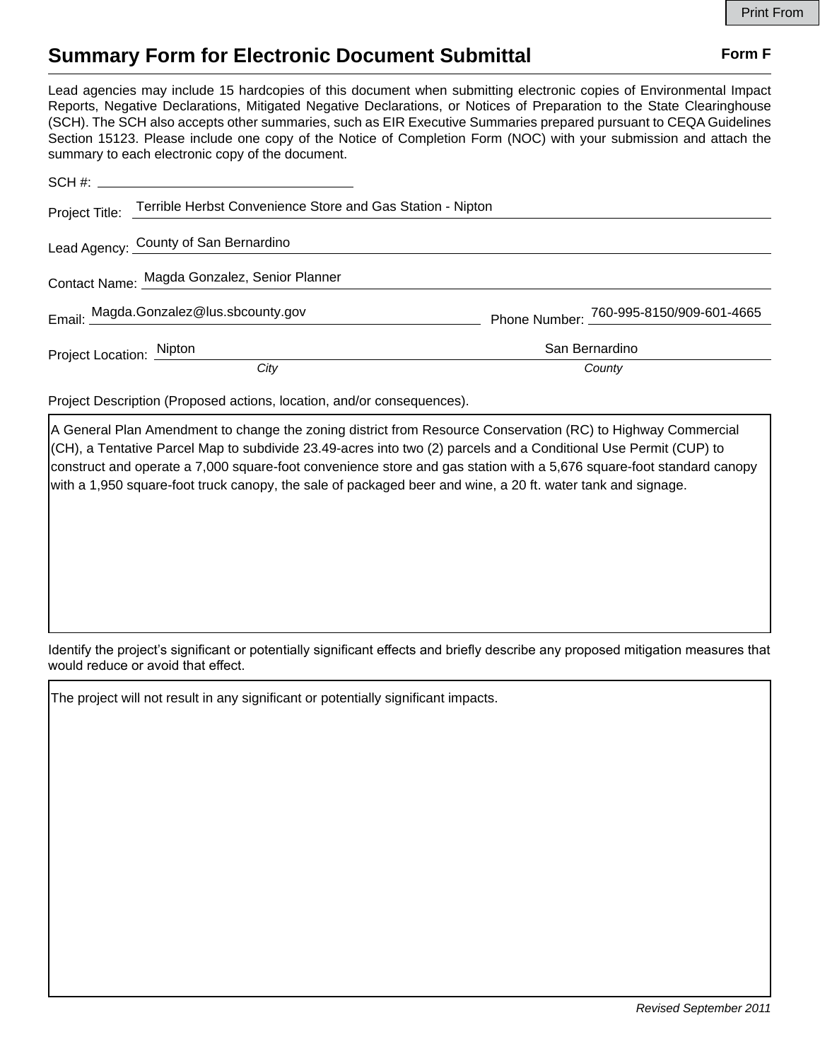Print From

# Summary Form for Electronic Document Submittal

**Form F**

Lead agencies may include 15 hardcopies of this document when submitting electronic copies of Environmental Impact Reports, Negative Declarations, Mitigated Negative Declarations, or Notices of Preparation to the State Clearinghouse (SCH). The SCH also accepts other summaries, such as EIR Executive Summaries prepared pursuant to CEQA Guidelines Section 15123. Please include one copy of the Notice of Completion Form (NOC) with your submission and attach the summary to each electronic copy of the document.

SCH #: ______________________

Project Title: Terrible Herbst Convenience Store and Gas Station - Nipton

Lead Agency: County of San Bernardino

Contact Name: Magda Gonzalez, Senior Planner

Email: Magda.Gonzalez@lus.sbcounty.gov

Phone Number: 760-995-8150/909-601-4665

Project Location: Nipton (*City*), San Bernardino (*County*)

Project Description (Proposed actions, location, and/or consequences).

A General Plan Amendment to change the zoning district from Resource Conservation (RC) to Highway Commercial (CH), a Tentative Parcel Map to subdivide 23.49-acres into two (2) parcels and a Conditional Use Permit (CUP) to construct and operate a 7,000 square-foot convenience store and gas station with a 5,676 square-foot standard canopy with a 1,950 square-foot truck canopy, the sale of packaged beer and wine, a 20 ft. water tank and signage.

Identify the project's significant or potentially significant effects and briefly describe any proposed mitigation measures that would reduce or avoid that effect.

The project will not result in any significant or potentially significant impacts.

*Revised September 2011*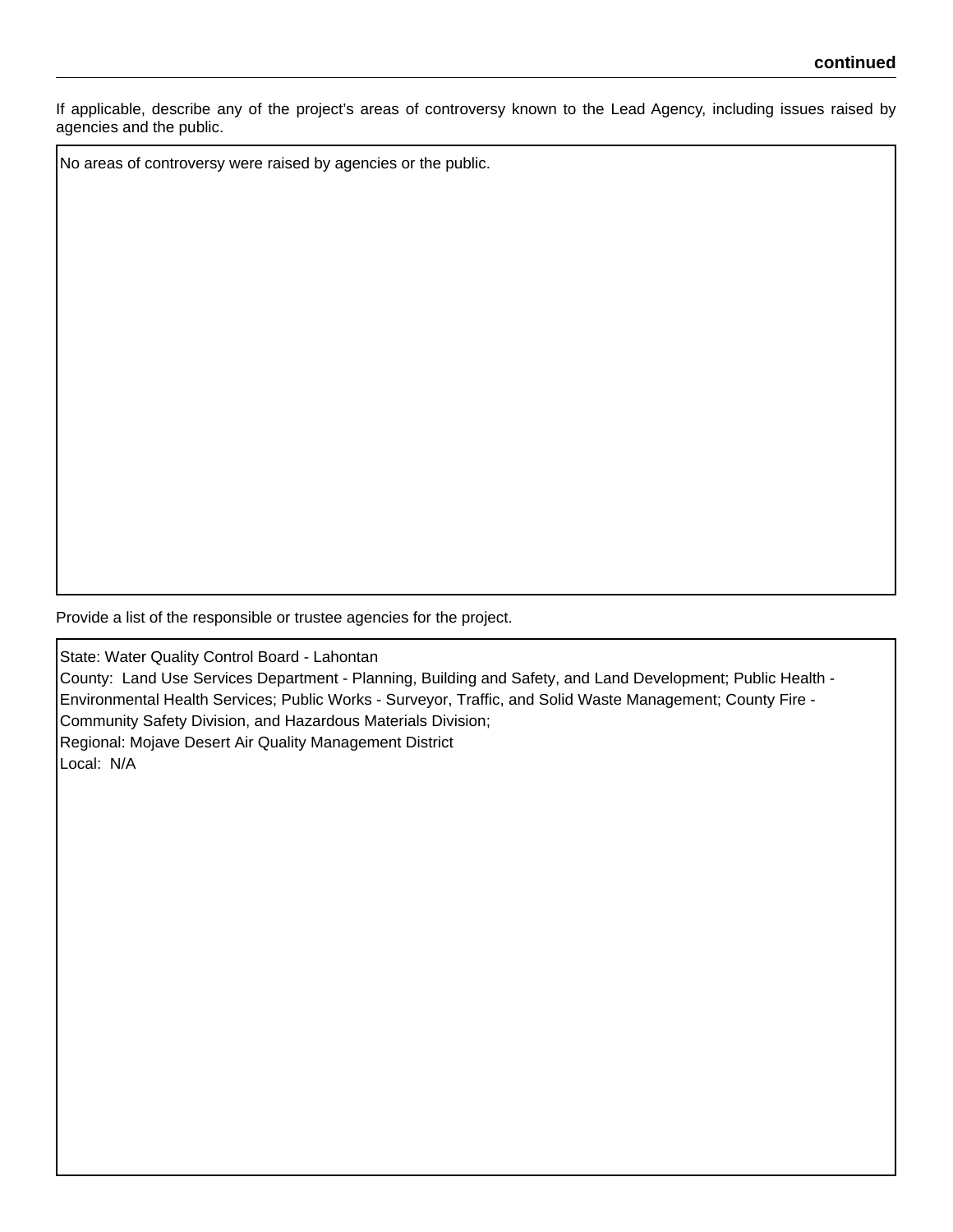**continued**

If applicable, describe any of the project's areas of controversy known to the Lead Agency, including issues raised by agencies and the public.

No areas of controversy were raised by agencies or the public.

Provide a list of the responsible or trustee agencies for the project.

State: Water Quality Control Board - Lahontan
County: Land Use Services Department - Planning, Building and Safety, and Land Development; Public Health - Environmental Health Services; Public Works - Surveyor, Traffic, and Solid Waste Management; County Fire - Community Safety Division, and Hazardous Materials Division;
Regional: Mojave Desert Air Quality Management District
Local: N/A